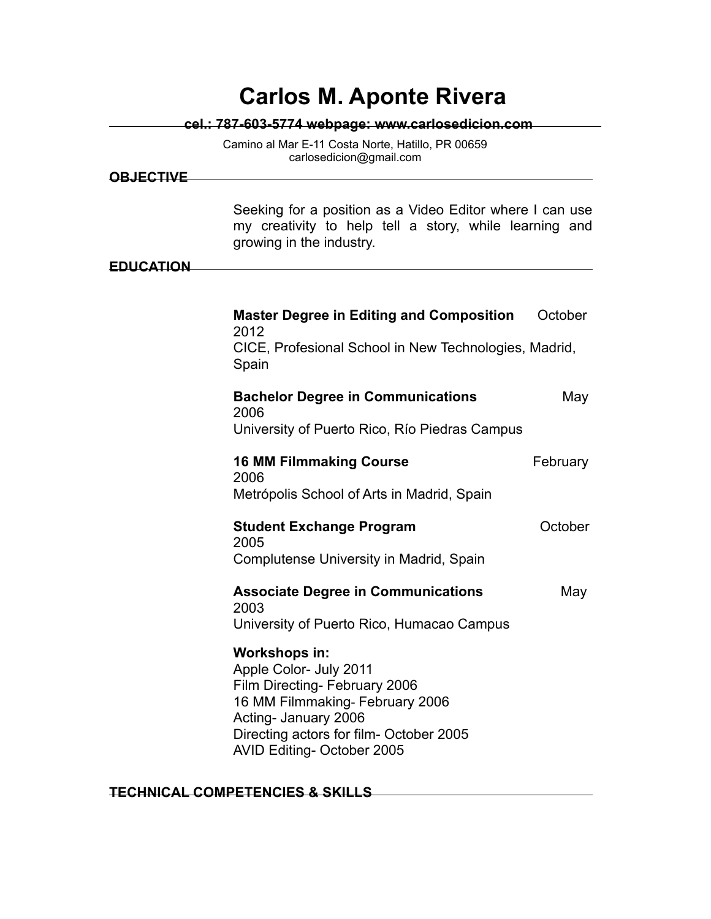# Carlos M. Aponte Rivera

**cel.: 787-603-5774 webpage: www.carlosedicion.com**

Camino al Mar E-11 Costa Norte, Hatillo, PR 00659
carlosedicion@gmail.com

## OBJECTIVE

Seeking for a position as a Video Editor where I can use my creativity to help tell a story, while learning and growing in the industry.

## EDUCATION

**Master Degree in Editing and Composition** October 2012
CICE, Profesional School in New Technologies, Madrid, Spain

**Bachelor Degree in Communications** May 2006
University of Puerto Rico, Río Piedras Campus

**16 MM Filmmaking Course** February 2006
Metrópolis School of Arts in Madrid, Spain

**Student Exchange Program** October 2005
Complutense University in Madrid, Spain

**Associate Degree in Communications** May 2003
University of Puerto Rico, Humacao Campus

**Workshops in:**
Apple Color- July 2011
Film Directing- February 2006
16 MM Filmmaking- February 2006
Acting- January 2006
Directing actors for film- October 2005
AVID Editing- October 2005

## TECHNICAL COMPETENCIES & SKILLS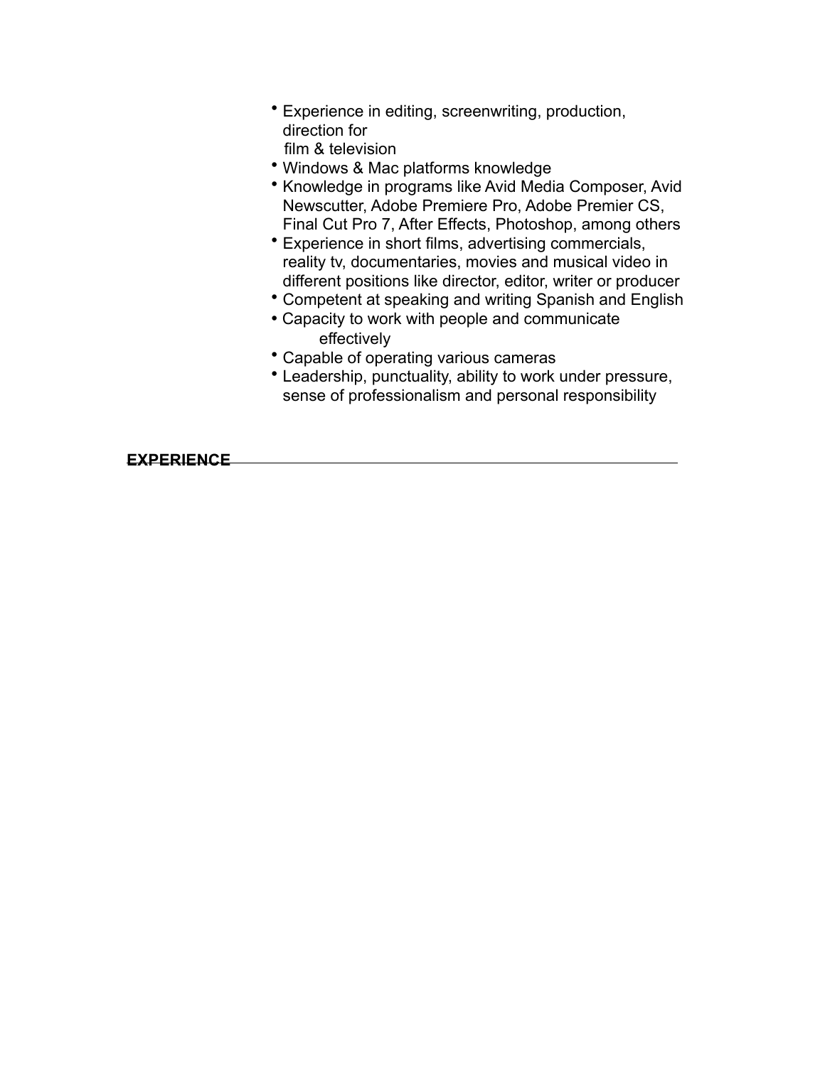- Experience in editing, screenwriting, production, direction for film & television
- Windows & Mac platforms knowledge
- Knowledge in programs like Avid Media Composer, Avid Newscutter, Adobe Premiere Pro, Adobe Premier CS, Final Cut Pro 7, After Effects, Photoshop, among others
- Experience in short films, advertising commercials, reality tv, documentaries, movies and musical video in different positions like director, editor, writer or producer
- Competent at speaking and writing Spanish and English
- Capacity to work with people and communicate effectively
- Capable of operating various cameras
- Leadership, punctuality, ability to work under pressure, sense of professionalism and personal responsibility

## EXPERIENCE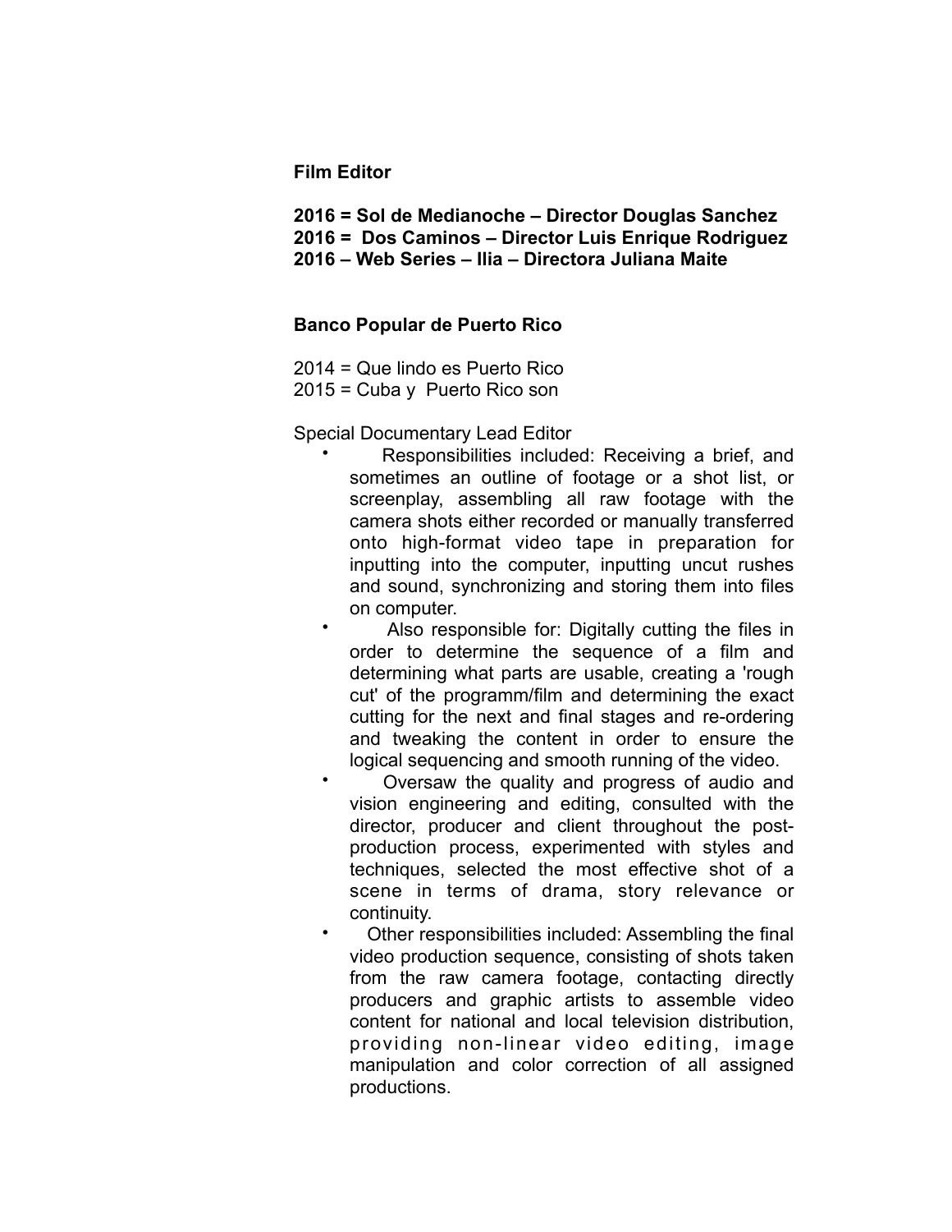**Film Editor**

**2016 = Sol de Medianoche – Director Douglas Sanchez**
**2016 = Dos Caminos – Director Luis Enrique Rodriguez**
**2016 – Web Series – Ilia – Directora Juliana Maite**

**Banco Popular de Puerto Rico**

2014 = Que lindo es Puerto Rico
2015 = Cuba y Puerto Rico son

Special Documentary Lead Editor

- Responsibilities included: Receiving a brief, and sometimes an outline of footage or a shot list, or screenplay, assembling all raw footage with the camera shots either recorded or manually transferred onto high-format video tape in preparation for inputting into the computer, inputting uncut rushes and sound, synchronizing and storing them into files on computer.
- Also responsible for: Digitally cutting the files in order to determine the sequence of a film and determining what parts are usable, creating a 'rough cut' of the programm/film and determining the exact cutting for the next and final stages and re-ordering and tweaking the content in order to ensure the logical sequencing and smooth running of the video.
- Oversaw the quality and progress of audio and vision engineering and editing, consulted with the director, producer and client throughout the post-production process, experimented with styles and techniques, selected the most effective shot of a scene in terms of drama, story relevance or continuity.
- Other responsibilities included: Assembling the final video production sequence, consisting of shots taken from the raw camera footage, contacting directly producers and graphic artists to assemble video content for national and local television distribution, providing non-linear video editing, image manipulation and color correction of all assigned productions.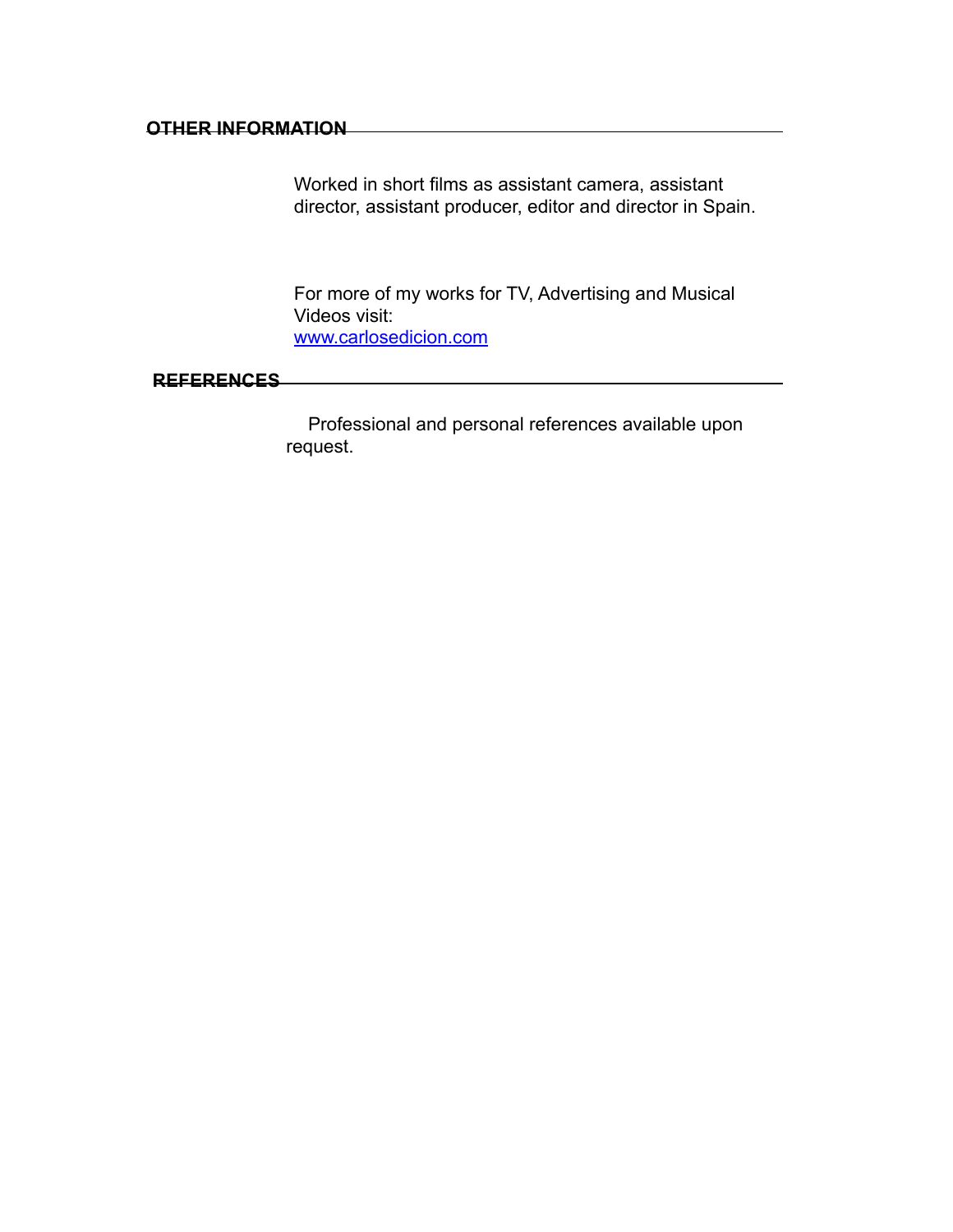## OTHER INFORMATION

Worked in short films as assistant camera, assistant director, assistant producer, editor and director in Spain.

For more of my works for TV, Advertising and Musical Videos visit:
[www.carlosedicion.com](http://www.carlosedicion.com)

## REFERENCES

Professional and personal references available upon request.